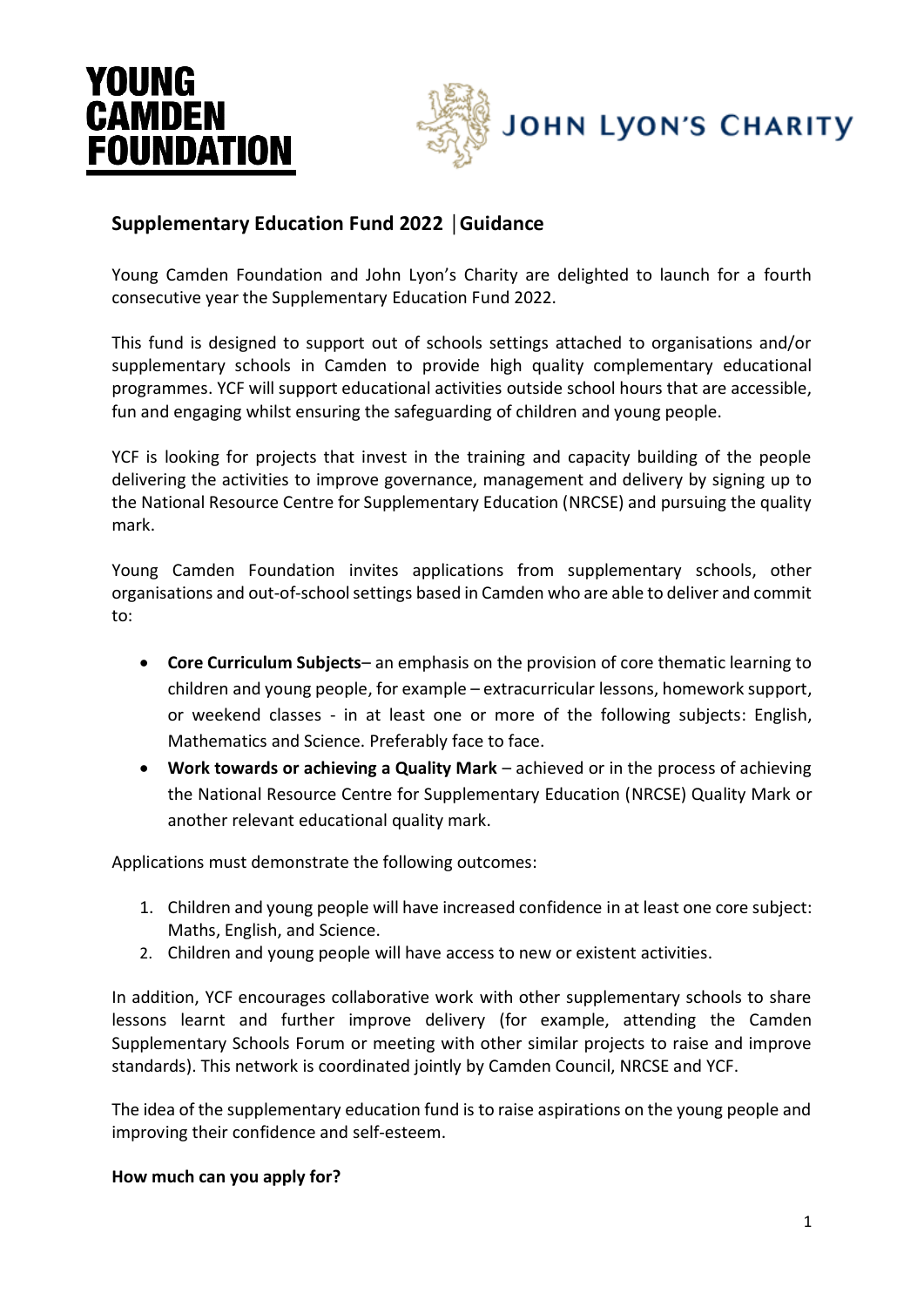YOUNG CAMDEN FOUNDATION

JOHN LYON'S CHARITY

## Supplementary Education Fund 2022 | Guidance

Young Camden Foundation and John Lyon's Charity are delighted to launch for a fourth consecutive year the Supplementary Education Fund 2022.

This fund is designed to support out of schools settings attached to organisations and/or supplementary schools in Camden to provide high quality complementary educational programmes. YCF will support educational activities outside school hours that are accessible, fun and engaging whilst ensuring the safeguarding of children and young people.

YCF is looking for projects that invest in the training and capacity building of the people delivering the activities to improve governance, management and delivery by signing up to the National Resource Centre for Supplementary Education (NRCSE) and pursuing the quality mark.

Young Camden Foundation invites applications from supplementary schools, other organisations and out-of-school settings based in Camden who are able to deliver and commit to:

- **Core Curriculum Subjects**– an emphasis on the provision of core thematic learning to children and young people, for example – extracurricular lessons, homework support, or weekend classes - in at least one or more of the following subjects: English, Mathematics and Science. Preferably face to face.
- **Work towards or achieving a Quality Mark** – achieved or in the process of achieving the National Resource Centre for Supplementary Education (NRCSE) Quality Mark or another relevant educational quality mark.

Applications must demonstrate the following outcomes:

1. Children and young people will have increased confidence in at least one core subject: Maths, English, and Science.
2. Children and young people will have access to new or existent activities.

In addition, YCF encourages collaborative work with other supplementary schools to share lessons learnt and further improve delivery (for example, attending the Camden Supplementary Schools Forum or meeting with other similar projects to raise and improve standards). This network is coordinated jointly by Camden Council, NRCSE and YCF.

The idea of the supplementary education fund is to raise aspirations on the young people and improving their confidence and self-esteem.

**How much can you apply for?**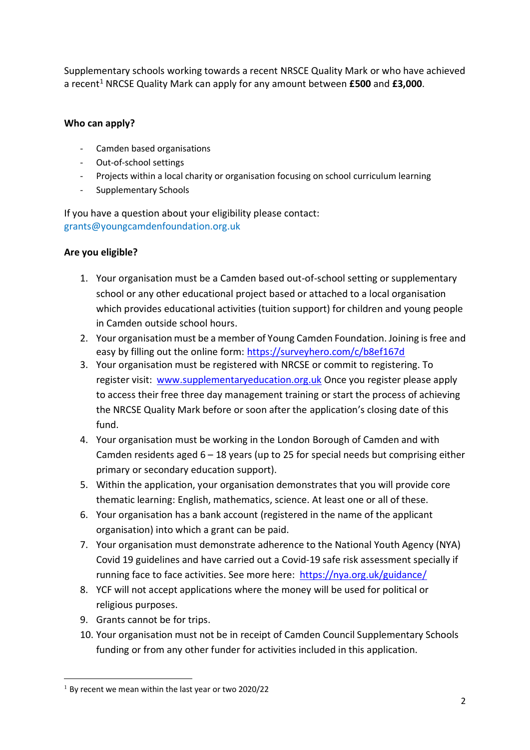Supplementary schools working towards a recent NRSCE Quality Mark or who have achieved a recent[1] NRCSE Quality Mark can apply for any amount between **£500** and **£3,000**.

**Who can apply?**

- Camden based organisations
- Out-of-school settings
- Projects within a local charity or organisation focusing on school curriculum learning
- Supplementary Schools

If you have a question about your eligibility please contact:
grants@youngcamdenfoundation.org.uk

**Are you eligible?**

1. Your organisation must be a Camden based out-of-school setting or supplementary school or any other educational project based or attached to a local organisation which provides educational activities (tuition support) for children and young people in Camden outside school hours.
2. Your organisation must be a member of Young Camden Foundation. Joining is free and easy by filling out the online form: https://surveyhero.com/c/b8ef167d
3. Your organisation must be registered with NRCSE or commit to registering. To register visit: www.supplementaryeducation.org.uk Once you register please apply to access their free three day management training or start the process of achieving the NRCSE Quality Mark before or soon after the application's closing date of this fund.
4. Your organisation must be working in the London Borough of Camden and with Camden residents aged 6 – 18 years (up to 25 for special needs but comprising either primary or secondary education support).
5. Within the application, your organisation demonstrates that you will provide core thematic learning: English, mathematics, science. At least one or all of these.
6. Your organisation has a bank account (registered in the name of the applicant organisation) into which a grant can be paid.
7. Your organisation must demonstrate adherence to the National Youth Agency (NYA) Covid 19 guidelines and have carried out a Covid-19 safe risk assessment specially if running face to face activities. See more here: https://nya.org.uk/guidance/
8. YCF will not accept applications where the money will be used for political or religious purposes.
9. Grants cannot be for trips.
10. Your organisation must not be in receipt of Camden Council Supplementary Schools funding or from any other funder for activities included in this application.

[1] By recent we mean within the last year or two 2020/22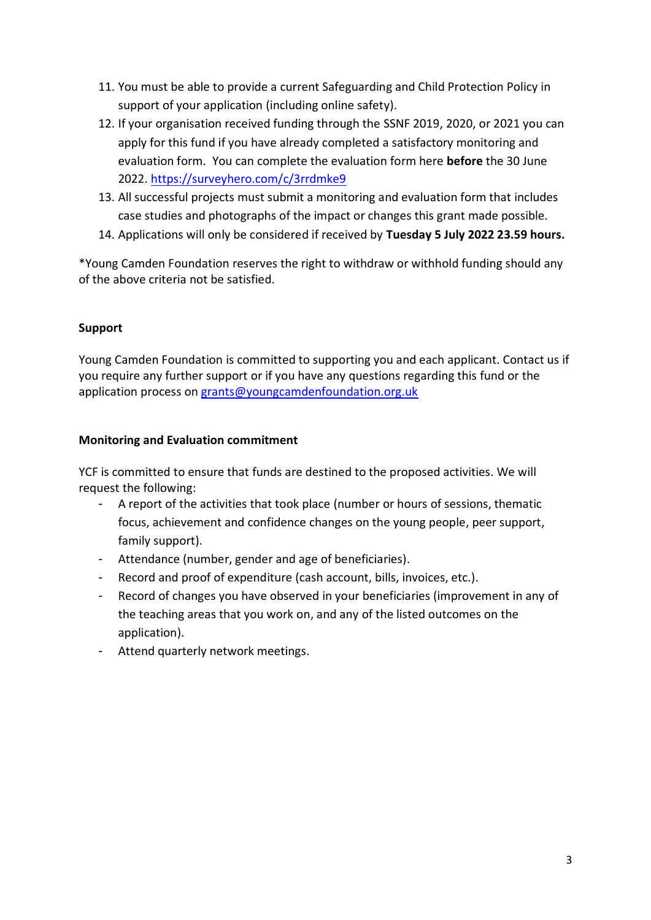11. You must be able to provide a current Safeguarding and Child Protection Policy in support of your application (including online safety).
12. If your organisation received funding through the SSNF 2019, 2020, or 2021 you can apply for this fund if you have already completed a satisfactory monitoring and evaluation form. You can complete the evaluation form here **before** the 30 June 2022. https://surveyhero.com/c/3rrdmke9
13. All successful projects must submit a monitoring and evaluation form that includes case studies and photographs of the impact or changes this grant made possible.
14. Applications will only be considered if received by **Tuesday 5 July 2022 23.59 hours.**

*Young Camden Foundation reserves the right to withdraw or withhold funding should any of the above criteria not be satisfied.

**Support**

Young Camden Foundation is committed to supporting you and each applicant. Contact us if you require any further support or if you have any questions regarding this fund or the application process on grants@youngcamdenfoundation.org.uk

**Monitoring and Evaluation commitment**

YCF is committed to ensure that funds are destined to the proposed activities. We will request the following:

- A report of the activities that took place (number or hours of sessions, thematic focus, achievement and confidence changes on the young people, peer support, family support).
- Attendance (number, gender and age of beneficiaries).
- Record and proof of expenditure (cash account, bills, invoices, etc.).
- Record of changes you have observed in your beneficiaries (improvement in any of the teaching areas that you work on, and any of the listed outcomes on the application).
- Attend quarterly network meetings.